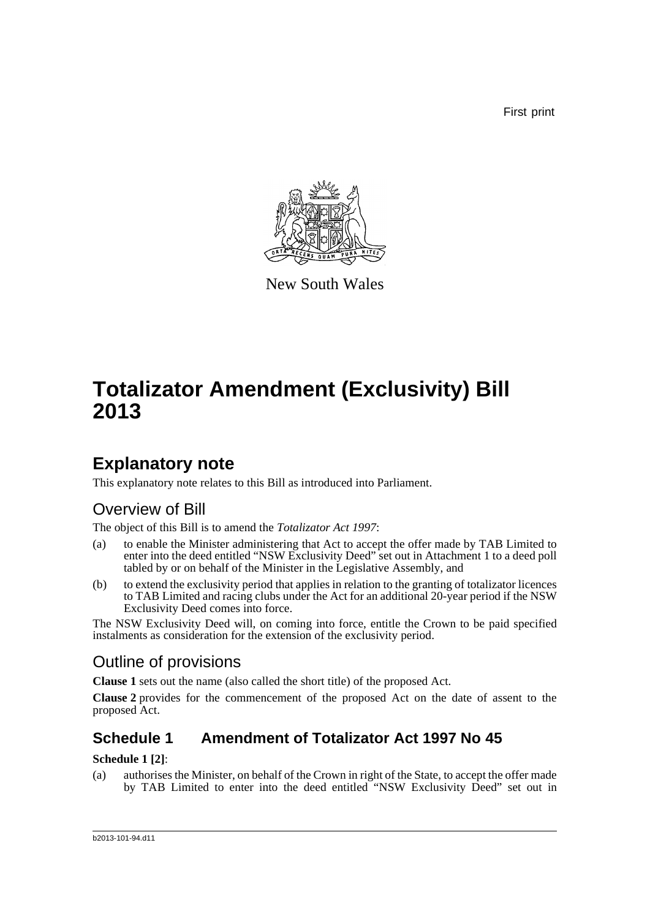First print

New South Wales

# Totalizator Amendment (Exclusivity) Bill 2013

## Explanatory note

This explanatory note relates to this Bill as introduced into Parliament.

### Overview of Bill

The object of this Bill is to amend the *Totalizator Act 1997*:

(a) to enable the Minister administering that Act to accept the offer made by TAB Limited to enter into the deed entitled "NSW Exclusivity Deed" set out in Attachment 1 to a deed poll tabled by or on behalf of the Minister in the Legislative Assembly, and

(b) to extend the exclusivity period that applies in relation to the granting of totalizator licences to TAB Limited and racing clubs under the Act for an additional 20-year period if the NSW Exclusivity Deed comes into force.

The NSW Exclusivity Deed will, on coming into force, entitle the Crown to be paid specified instalments as consideration for the extension of the exclusivity period.

### Outline of provisions

**Clause 1** sets out the name (also called the short title) of the proposed Act.

**Clause 2** provides for the commencement of the proposed Act on the date of assent to the proposed Act.

## Schedule 1 Amendment of Totalizator Act 1997 No 45

**Schedule 1 [2]**:

(a) authorises the Minister, on behalf of the Crown in right of the State, to accept the offer made by TAB Limited to enter into the deed entitled "NSW Exclusivity Deed" set out in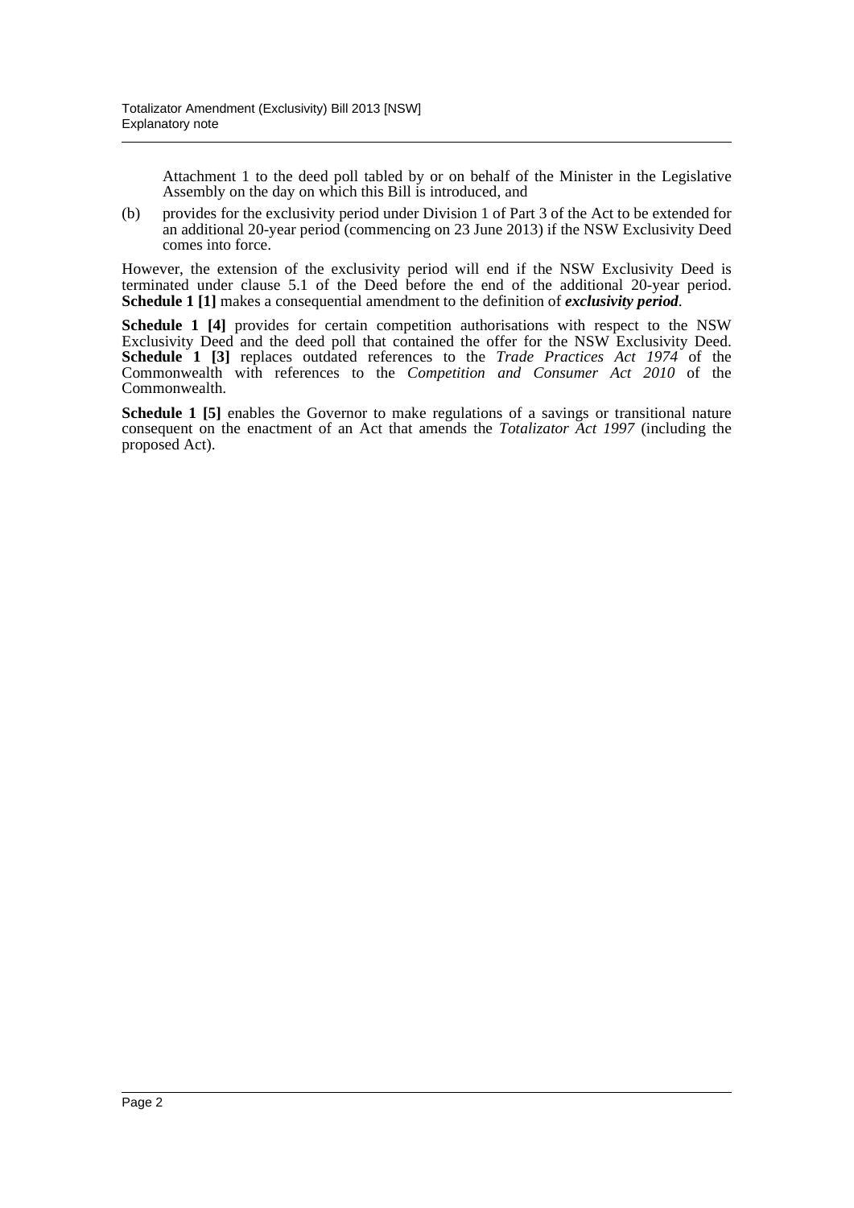Attachment 1 to the deed poll tabled by or on behalf of the Minister in the Legislative Assembly on the day on which this Bill is introduced, and

(b) provides for the exclusivity period under Division 1 of Part 3 of the Act to be extended for an additional 20-year period (commencing on 23 June 2013) if the NSW Exclusivity Deed comes into force.

However, the extension of the exclusivity period will end if the NSW Exclusivity Deed is terminated under clause 5.1 of the Deed before the end of the additional 20-year period. **Schedule 1 [1]** makes a consequential amendment to the definition of ***exclusivity period***.

**Schedule 1 [4]** provides for certain competition authorisations with respect to the NSW Exclusivity Deed and the deed poll that contained the offer for the NSW Exclusivity Deed. **Schedule 1 [3]** replaces outdated references to the *Trade Practices Act 1974* of the Commonwealth with references to the *Competition and Consumer Act 2010* of the Commonwealth.

**Schedule 1 [5]** enables the Governor to make regulations of a savings or transitional nature consequent on the enactment of an Act that amends the *Totalizator Act 1997* (including the proposed Act).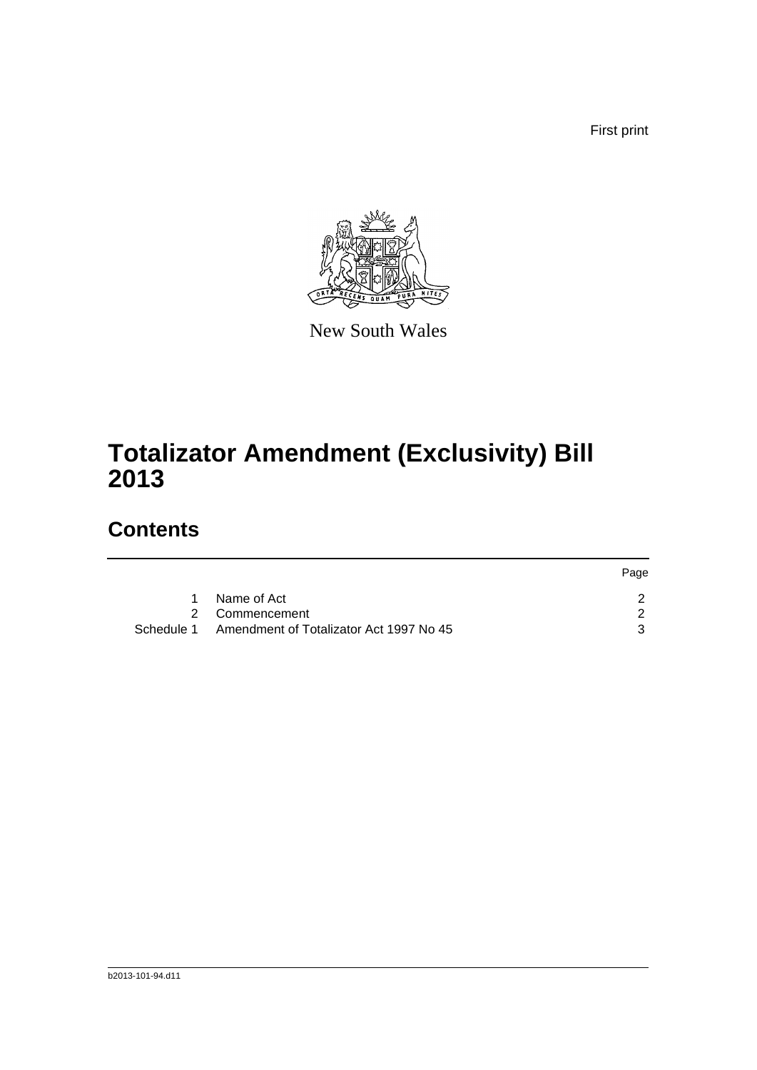First print

New South Wales

# Totalizator Amendment (Exclusivity) Bill 2013

## Contents

| | | Page |
|---|---|---|
| 1 | Name of Act | 2 |
| 2 | Commencement | 2 |
| Schedule 1 | Amendment of Totalizator Act 1997 No 45 | 3 |

b2013-101-94.d11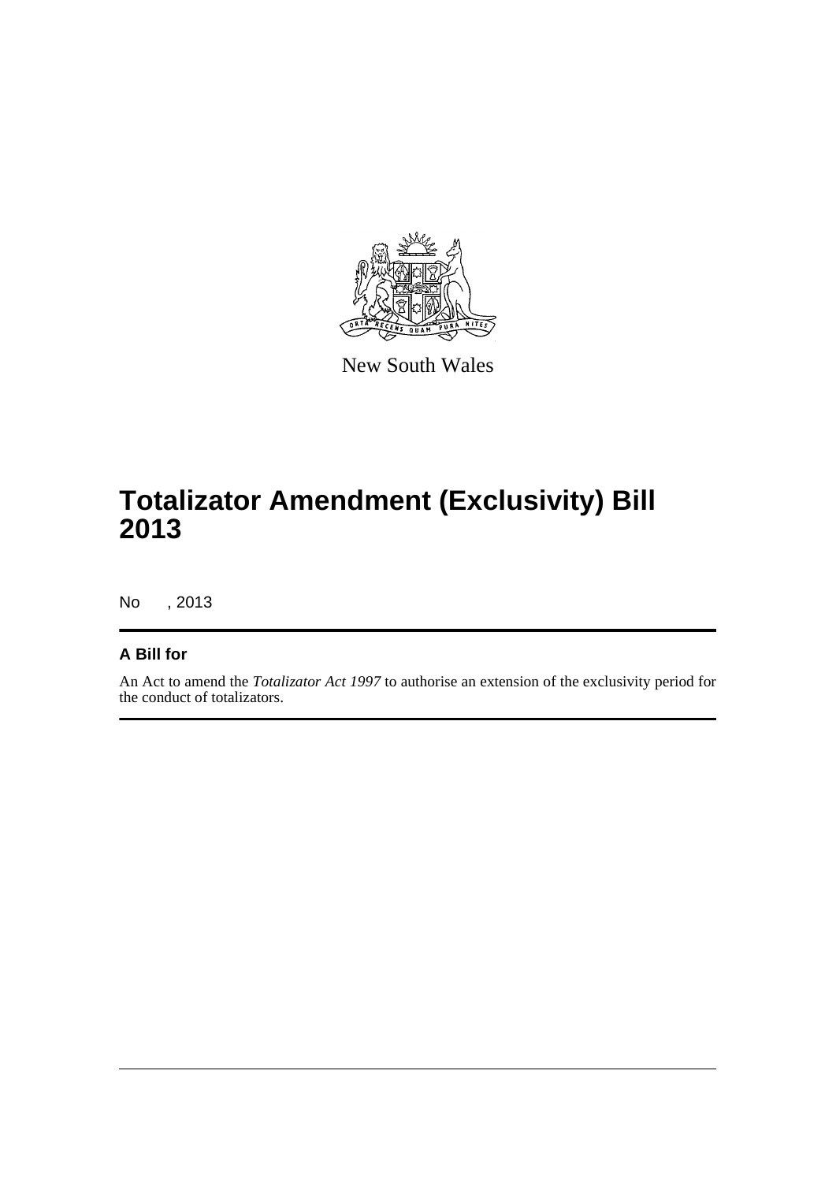New South Wales

# Totalizator Amendment (Exclusivity) Bill 2013

No , 2013

## A Bill for

An Act to amend the *Totalizator Act 1997* to authorise an extension of the exclusivity period for the conduct of totalizators.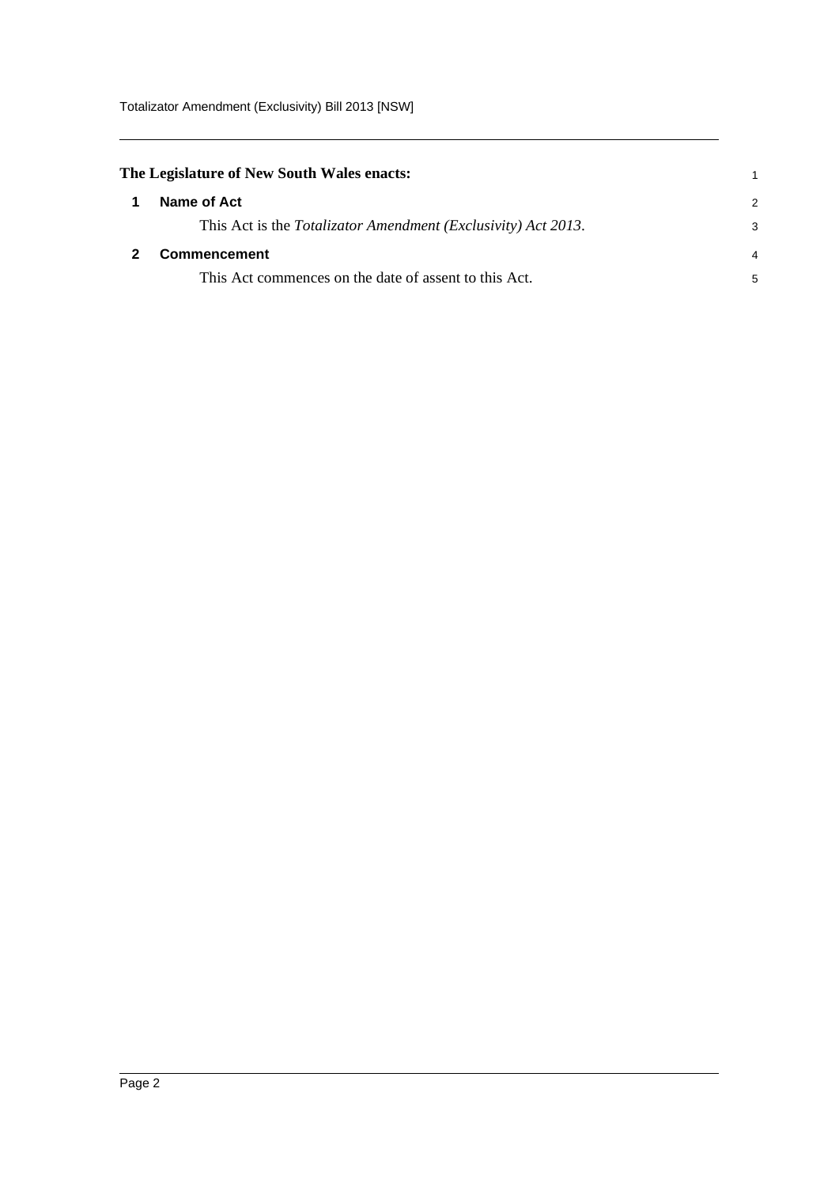**The Legislature of New South Wales enacts:**

## 1 Name of Act

This Act is the *Totalizator Amendment (Exclusivity) Act 2013*.

## 2 Commencement

This Act commences on the date of assent to this Act.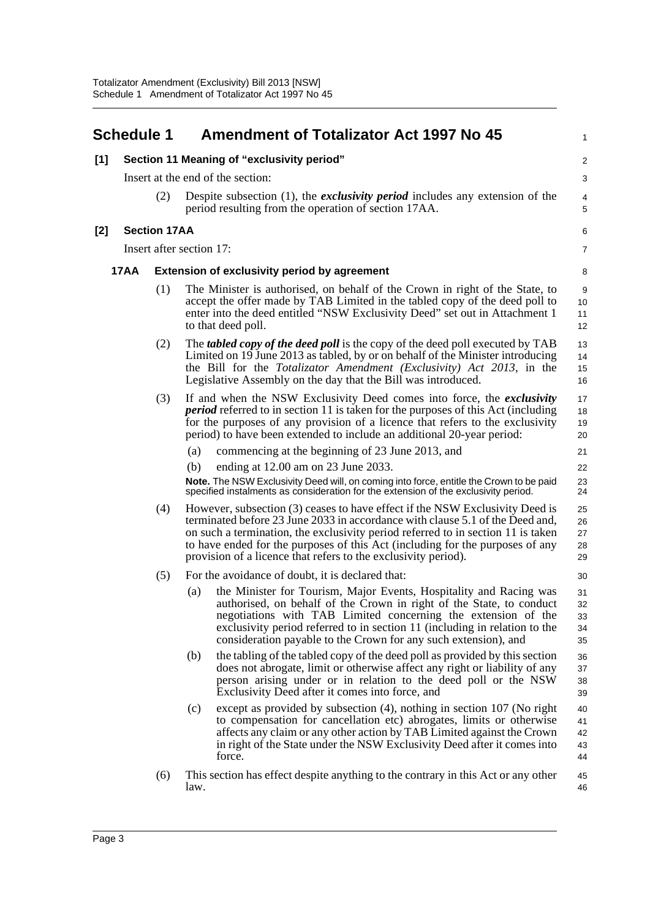# Schedule 1 Amendment of Totalizator Act 1997 No 45

**[1] Section 11 Meaning of "exclusivity period"**

Insert at the end of the section:

(2) Despite subsection (1), the ***exclusivity period*** includes any extension of the period resulting from the operation of section 17AA.

**[2] Section 17AA**

Insert after section 17:

**17AA Extension of exclusivity period by agreement**

(1) The Minister is authorised, on behalf of the Crown in right of the State, to accept the offer made by TAB Limited in the tabled copy of the deed poll to enter into the deed entitled "NSW Exclusivity Deed" set out in Attachment 1 to that deed poll.

(2) The ***tabled copy of the deed poll*** is the copy of the deed poll executed by TAB Limited on 19 June 2013 as tabled, by or on behalf of the Minister introducing the Bill for the *Totalizator Amendment (Exclusivity) Act 2013*, in the Legislative Assembly on the day that the Bill was introduced.

(3) If and when the NSW Exclusivity Deed comes into force, the ***exclusivity period*** referred to in section 11 is taken for the purposes of this Act (including for the purposes of any provision of a licence that refers to the exclusivity period) to have been extended to include an additional 20-year period:

(a) commencing at the beginning of 23 June 2013, and

(b) ending at 12.00 am on 23 June 2033.

**Note.** The NSW Exclusivity Deed will, on coming into force, entitle the Crown to be paid specified instalments as consideration for the extension of the exclusivity period.

(4) However, subsection (3) ceases to have effect if the NSW Exclusivity Deed is terminated before 23 June 2033 in accordance with clause 5.1 of the Deed and, on such a termination, the exclusivity period referred to in section 11 is taken to have ended for the purposes of this Act (including for the purposes of any provision of a licence that refers to the exclusivity period).

(5) For the avoidance of doubt, it is declared that:

(a) the Minister for Tourism, Major Events, Hospitality and Racing was authorised, on behalf of the Crown in right of the State, to conduct negotiations with TAB Limited concerning the extension of the exclusivity period referred to in section 11 (including in relation to the consideration payable to the Crown for any such extension), and

(b) the tabling of the tabled copy of the deed poll as provided by this section does not abrogate, limit or otherwise affect any right or liability of any person arising under or in relation to the deed poll or the NSW Exclusivity Deed after it comes into force, and

(c) except as provided by subsection (4), nothing in section 107 (No right to compensation for cancellation etc) abrogates, limits or otherwise affects any claim or any other action by TAB Limited against the Crown in right of the State under the NSW Exclusivity Deed after it comes into force.

(6) This section has effect despite anything to the contrary in this Act or any other law.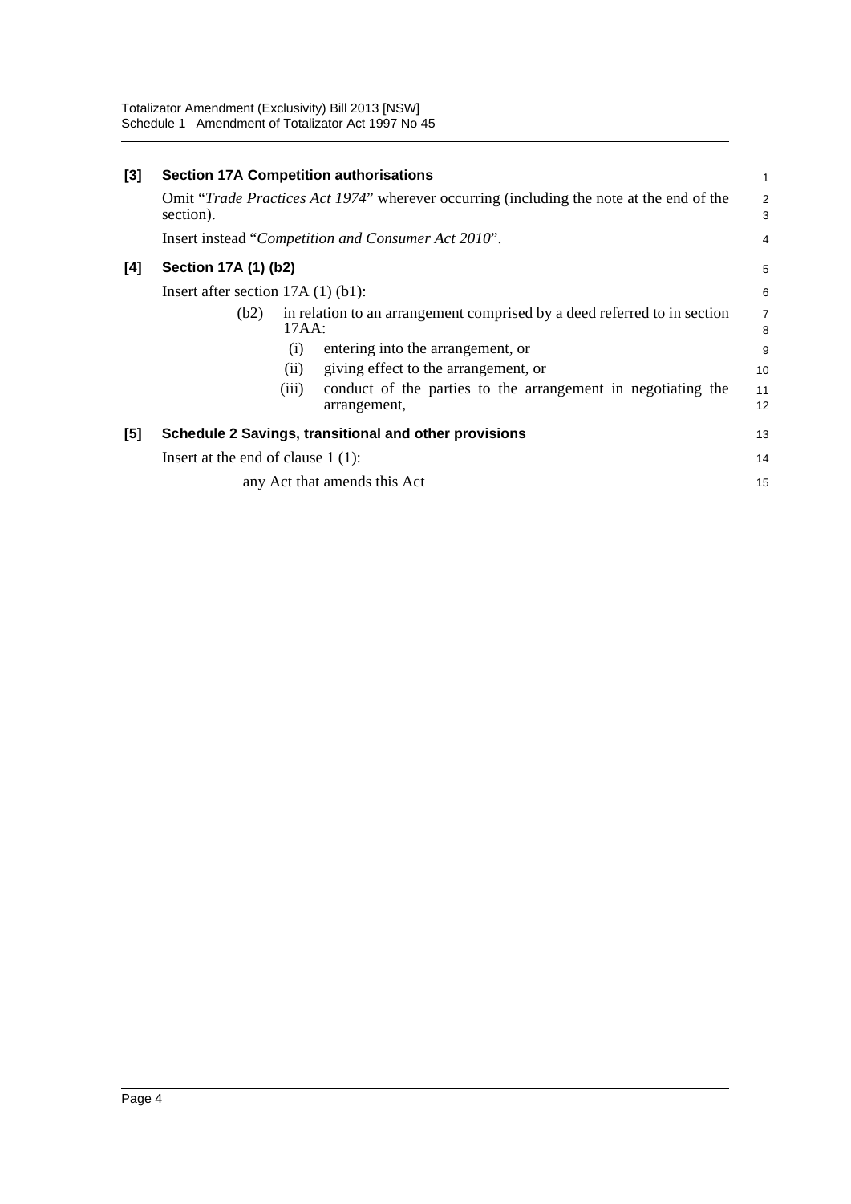**[3] Section 17A Competition authorisations**

Omit "*Trade Practices Act 1974*" wherever occurring (including the note at the end of the section).

Insert instead "*Competition and Consumer Act 2010*".

**[4] Section 17A (1) (b2)**

Insert after section 17A (1) (b1):

> (b2) in relation to an arrangement comprised by a deed referred to in section 17AA:
>
> (i) entering into the arrangement, or
>
> (ii) giving effect to the arrangement, or
>
> (iii) conduct of the parties to the arrangement in negotiating the arrangement,

**[5] Schedule 2 Savings, transitional and other provisions**

Insert at the end of clause 1 (1):

> any Act that amends this Act